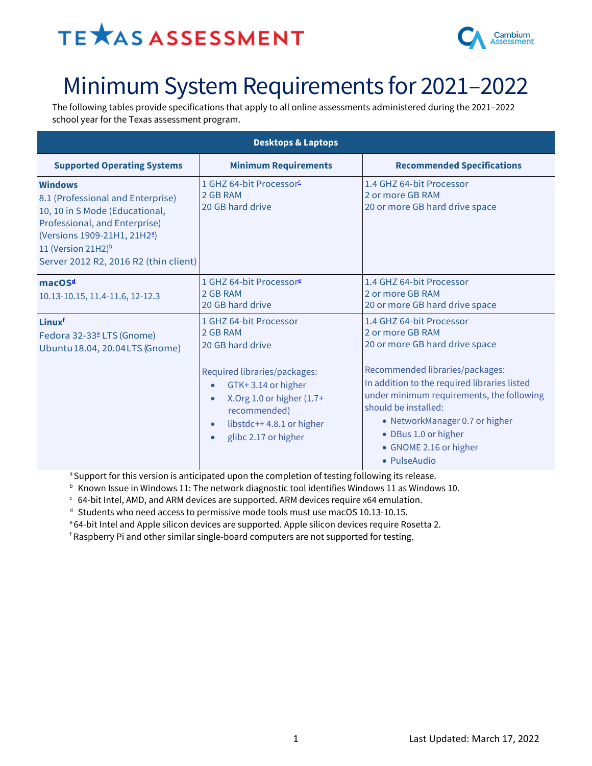TEXAS ASSESSMENT

Cambium Assessment

# Minimum System Requirements for 2021–2022

The following tables provide specifications that apply to all online assessments administered during the 2021–2022 school year for the Texas assessment program.

| Desktops & Laptops | | |
|---|---|---|
| **Supported Operating Systems** | **Minimum Requirements** | **Recommended Specifications** |
| **Windows**<br>8.1 (Professional and Enterprise)<br>10, 10 in S Mode (Educational, Professional, and Enterprise) (Versions 1909-21H1, 21H2[a])<br>11 (Version 21H2)[b]<br>Server 2012 R2, 2016 R2 (thin client) | 1 GHZ 64-bit Processor[c]<br>2 GB RAM<br>20 GB hard drive | 1.4 GHZ 64-bit Processor<br>2 or more GB RAM<br>20 or more GB hard drive space |
| **macOS[d]**<br>10.13-10.15, 11.4-11.6, 12-12.3 | 1 GHZ 64-bit Processor[e]<br>2 GB RAM<br>20 GB hard drive | 1.4 GHZ 64-bit Processor<br>2 or more GB RAM<br>20 or more GB hard drive space |
| **Linux[f]**<br>Fedora 32-33[a] LTS (Gnome)<br>Ubuntu 18.04, 20.04 LTS (Gnome) | 1 GHZ 64-bit Processor<br>2 GB RAM<br>20 GB hard drive<br><br>Required libraries/packages:<br>• GTK+ 3.14 or higher<br>• X.Org 1.0 or higher (1.7+ recommended)<br>• libstdc++ 4.8.1 or higher<br>• glibc 2.17 or higher | 1.4 GHZ 64-bit Processor<br>2 or more GB RAM<br>20 or more GB hard drive space<br><br>Recommended libraries/packages:<br>In addition to the required libraries listed under minimum requirements, the following should be installed:<br>• NetworkManager 0.7 or higher<br>• DBus 1.0 or higher<br>• GNOME 2.16 or higher<br>• PulseAudio |

[a] Support for this version is anticipated upon the completion of testing following its release.
[b] Known Issue in Windows 11: The network diagnostic tool identifies Windows 11 as Windows 10.
[c] 64-bit Intel, AMD, and ARM devices are supported. ARM devices require x64 emulation.
[d] Students who need access to permissive mode tools must use macOS 10.13-10.15.
[e] 64-bit Intel and Apple silicon devices are supported. Apple silicon devices require Rosetta 2.
[f] Raspberry Pi and other similar single-board computers are not supported for testing.

Last Updated: March 17, 2022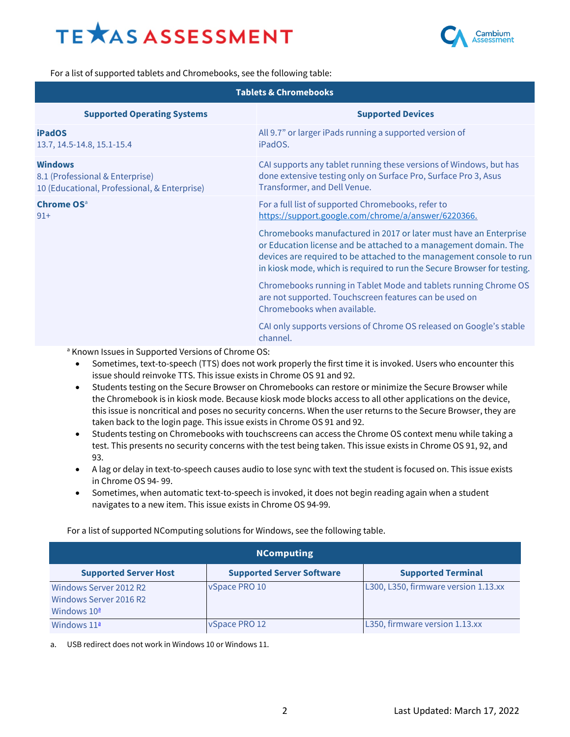For a list of supported tablets and Chromebooks, see the following table:

| Tablets & Chromebooks | |
|---|---|
| **Supported Operating Systems** | **Supported Devices** |
| **iPadOS**<br>13.7, 14.5-14.8, 15.1-15.4 | All 9.7" or larger iPads running a supported version of iPadOS. |
| **Windows**<br>8.1 (Professional & Enterprise)<br>10 (Educational, Professional, & Enterprise) | CAI supports any tablet running these versions of Windows, but has done extensive testing only on Surface Pro, Surface Pro 3, Asus Transformer, and Dell Venue. |
| **Chrome OS**[a]<br>91+ | For a full list of supported Chromebooks, refer to https://support.google.com/chrome/a/answer/6220366.<br><br>Chromebooks manufactured in 2017 or later must have an Enterprise or Education license and be attached to a management domain. The devices are required to be attached to the management console to run in kiosk mode, which is required to run the Secure Browser for testing.<br><br>Chromebooks running in Tablet Mode and tablets running Chrome OS are not supported. Touchscreen features can be used on Chromebooks when available.<br><br>CAI only supports versions of Chrome OS released on Google's stable channel. |

[a] Known Issues in Supported Versions of Chrome OS:

- Sometimes, text-to-speech (TTS) does not work properly the first time it is invoked. Users who encounter this issue should reinvoke TTS. This issue exists in Chrome OS 91 and 92.
- Students testing on the Secure Browser on Chromebooks can restore or minimize the Secure Browser while the Chromebook is in kiosk mode. Because kiosk mode blocks access to all other applications on the device, this issue is noncritical and poses no security concerns. When the user returns to the Secure Browser, they are taken back to the login page. This issue exists in Chrome OS 91 and 92.
- Students testing on Chromebooks with touchscreens can access the Chrome OS context menu while taking a test. This presents no security concerns with the test being taken. This issue exists in Chrome OS 91, 92, and 93.
- A lag or delay in text-to-speech causes audio to lose sync with text the student is focused on. This issue exists in Chrome OS 94- 99.
- Sometimes, when automatic text-to-speech is invoked, it does not begin reading again when a student navigates to a new item. This issue exists in Chrome OS 94-99.

For a list of supported NComputing solutions for Windows, see the following table.

| NComputing | | |
|---|---|---|
| **Supported Server Host** | **Supported Server Software** | **Supported Terminal** |
| Windows Server 2012 R2<br>Windows Server 2016 R2<br>Windows 10[a] | vSpace PRO 10 | L300, L350, firmware version 1.13.xx |
| Windows 11[a] | vSpace PRO 12 | L350, firmware version 1.13.xx |

a. USB redirect does not work in Windows 10 or Windows 11.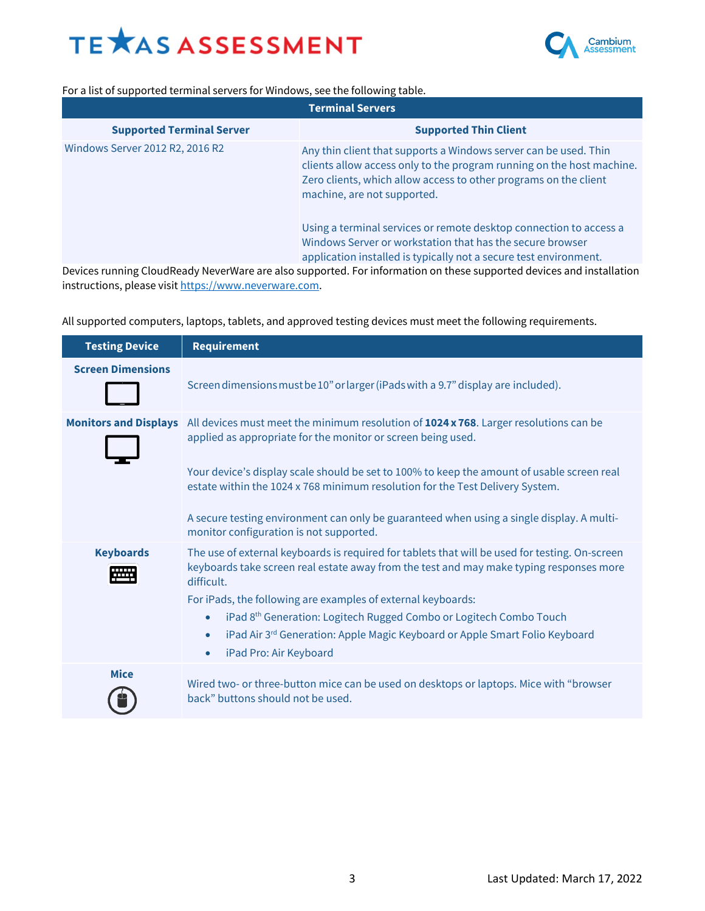For a list of supported terminal servers for Windows, see the following table.

| Terminal Servers | |
|---|---|
| **Supported Terminal Server** | **Supported Thin Client** |
| Windows Server 2012 R2, 2016 R2 | Any thin client that supports a Windows server can be used. Thin clients allow access only to the program running on the host machine. Zero clients, which allow access to other programs on the client machine, are not supported.<br><br>Using a terminal services or remote desktop connection to access a Windows Server or workstation that has the secure browser application installed is typically not a secure test environment. |

Devices running CloudReady NeverWare are also supported. For information on these supported devices and installation instructions, please visit https://www.neverware.com.

All supported computers, laptops, tablets, and approved testing devices must meet the following requirements.

| Testing Device | Requirement |
|---|---|
| **Screen Dimensions** | Screen dimensions must be 10" or larger (iPads with a 9.7" display are included). |
| **Monitors and Displays** | All devices must meet the minimum resolution of **1024 x 768**. Larger resolutions can be applied as appropriate for the monitor or screen being used.<br><br>Your device's display scale should be set to 100% to keep the amount of usable screen real estate within the 1024 x 768 minimum resolution for the Test Delivery System.<br><br>A secure testing environment can only be guaranteed when using a single display. A multi-monitor configuration is not supported. |
| **Keyboards** | The use of external keyboards is required for tablets that will be used for testing. On-screen keyboards take screen real estate away from the test and may make typing responses more difficult.<br>For iPads, the following are examples of external keyboards:<br>• iPad 8th Generation: Logitech Rugged Combo or Logitech Combo Touch<br>• iPad Air 3rd Generation: Apple Magic Keyboard or Apple Smart Folio Keyboard<br>• iPad Pro: Air Keyboard |
| **Mice** | Wired two- or three-button mice can be used on desktops or laptops. Mice with "browser back" buttons should not be used. |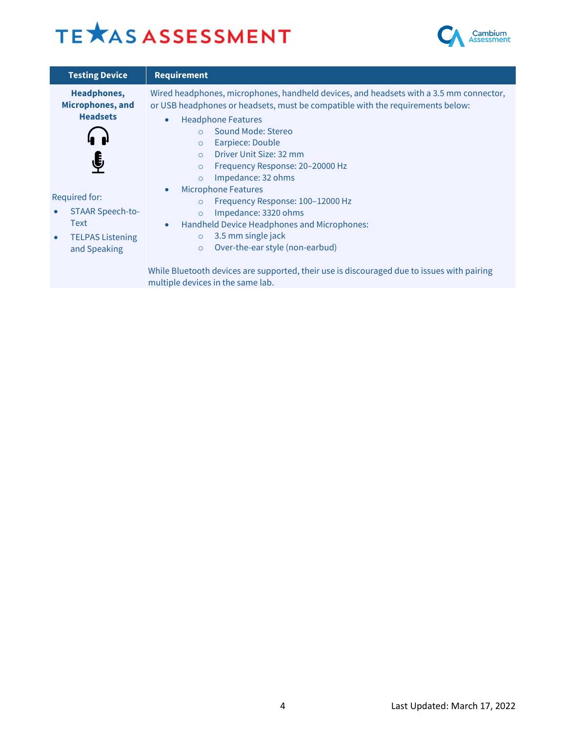| Testing Device | Requirement |
|---|---|
| **Headphones, Microphones, and Headsets**<br><br>Required for:<br>• STAAR Speech-to-Text<br>• TELPAS Listening and Speaking | Wired headphones, microphones, handheld devices, and headsets with a 3.5 mm connector, or USB headphones or headsets, must be compatible with the requirements below:<br>• Headphone Features<br>  ○ Sound Mode: Stereo<br>  ○ Earpiece: Double<br>  ○ Driver Unit Size: 32 mm<br>  ○ Frequency Response: 20–20000 Hz<br>  ○ Impedance: 32 ohms<br>• Microphone Features<br>  ○ Frequency Response: 100–12000 Hz<br>  ○ Impedance: 3320 ohms<br>• Handheld Device Headphones and Microphones:<br>  ○ 3.5 mm single jack<br>  ○ Over-the-ear style (non-earbud)<br><br>While Bluetooth devices are supported, their use is discouraged due to issues with pairing multiple devices in the same lab. |

Last Updated: March 17, 2022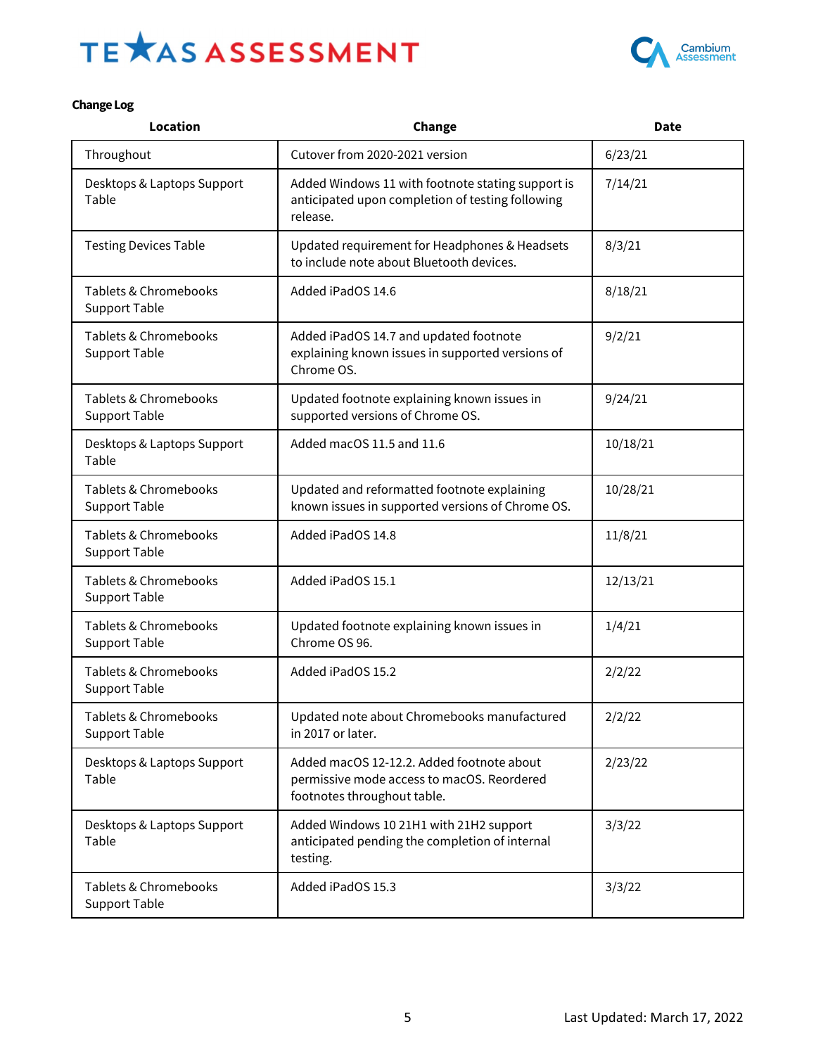**Change Log**

| Location | Change | Date |
|---|---|---|
| Throughout | Cutover from 2020-2021 version | 6/23/21 |
| Desktops & Laptops Support Table | Added Windows 11 with footnote stating support is anticipated upon completion of testing following release. | 7/14/21 |
| Testing Devices Table | Updated requirement for Headphones & Headsets to include note about Bluetooth devices. | 8/3/21 |
| Tablets & Chromebooks Support Table | Added iPadOS 14.6 | 8/18/21 |
| Tablets & Chromebooks Support Table | Added iPadOS 14.7 and updated footnote explaining known issues in supported versions of Chrome OS. | 9/2/21 |
| Tablets & Chromebooks Support Table | Updated footnote explaining known issues in supported versions of Chrome OS. | 9/24/21 |
| Desktops & Laptops Support Table | Added macOS 11.5 and 11.6 | 10/18/21 |
| Tablets & Chromebooks Support Table | Updated and reformatted footnote explaining known issues in supported versions of Chrome OS. | 10/28/21 |
| Tablets & Chromebooks Support Table | Added iPadOS 14.8 | 11/8/21 |
| Tablets & Chromebooks Support Table | Added iPadOS 15.1 | 12/13/21 |
| Tablets & Chromebooks Support Table | Updated footnote explaining known issues in Chrome OS 96. | 1/4/21 |
| Tablets & Chromebooks Support Table | Added iPadOS 15.2 | 2/2/22 |
| Tablets & Chromebooks Support Table | Updated note about Chromebooks manufactured in 2017 or later. | 2/2/22 |
| Desktops & Laptops Support Table | Added macOS 12-12.2. Added footnote about permissive mode access to macOS. Reordered footnotes throughout table. | 2/23/22 |
| Desktops & Laptops Support Table | Added Windows 10 21H1 with 21H2 support anticipated pending the completion of internal testing. | 3/3/22 |
| Tablets & Chromebooks Support Table | Added iPadOS 15.3 | 3/3/22 |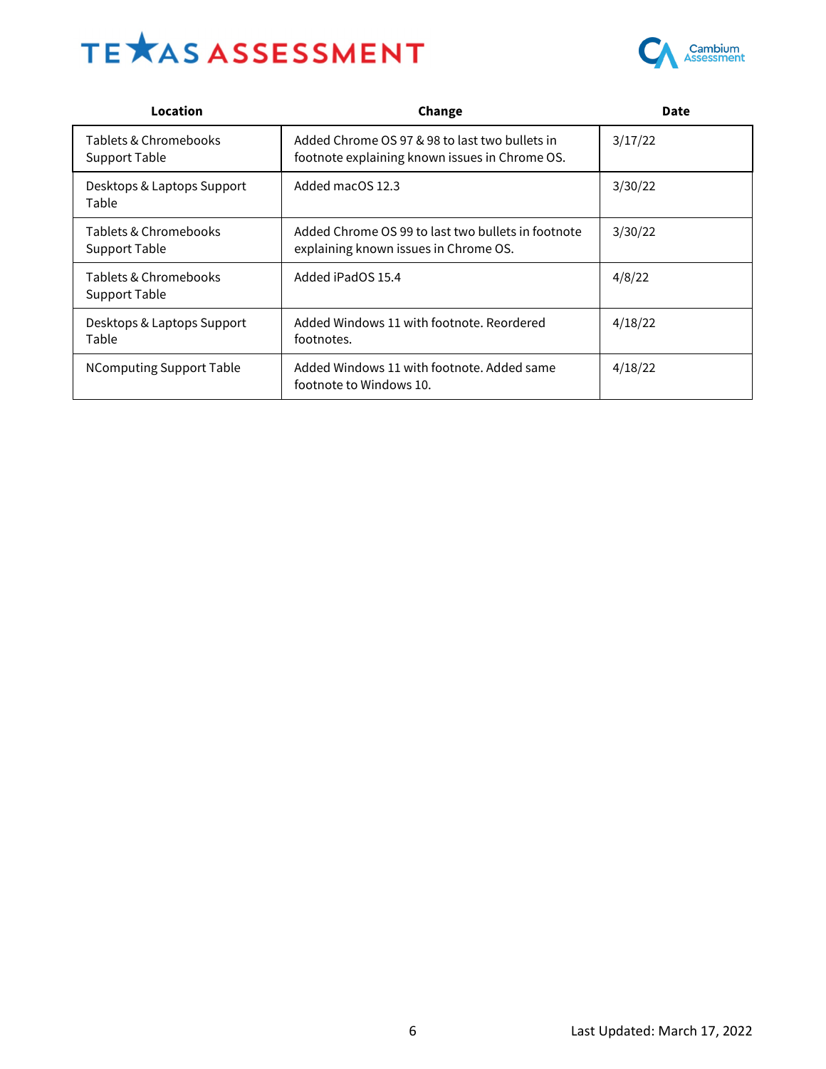| Location | Change | Date |
| --- | --- | --- |
| Tablets & Chromebooks Support Table | Added Chrome OS 97 & 98 to last two bullets in footnote explaining known issues in Chrome OS. | 3/17/22 |
| Desktops & Laptops Support Table | Added macOS 12.3 | 3/30/22 |
| Tablets & Chromebooks Support Table | Added Chrome OS 99 to last two bullets in footnote explaining known issues in Chrome OS. | 3/30/22 |
| Tablets & Chromebooks Support Table | Added iPadOS 15.4 | 4/8/22 |
| Desktops & Laptops Support Table | Added Windows 11 with footnote. Reordered footnotes. | 4/18/22 |
| NComputing Support Table | Added Windows 11 with footnote. Added same footnote to Windows 10. | 4/18/22 |